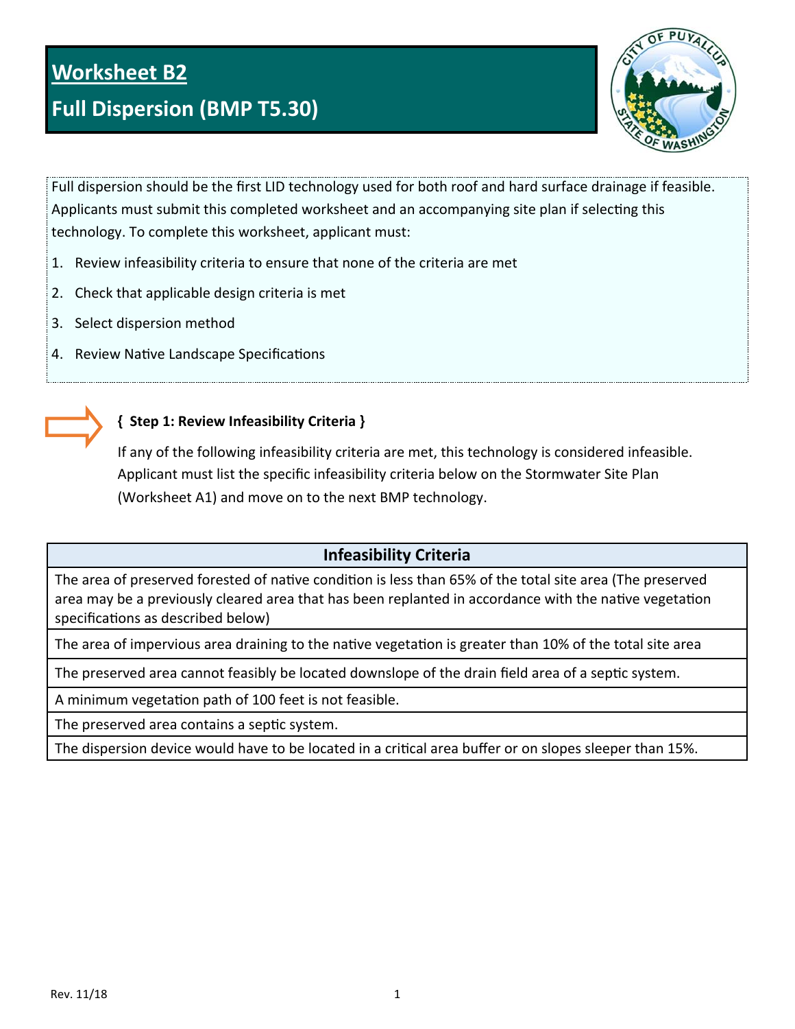# Worksheet B2

# Full Dispersion (BMP T5.30)

Full dispersion should be the first LID technology used for both roof and hard surface drainage if feasible. Applicants must submit this completed worksheet and an accompanying site plan if selecting this technology. To complete this worksheet, applicant must:

1. Review infeasibility criteria to ensure that none of the criteria are met
2. Check that applicable design criteria is met
3. Select dispersion method
4. Review Native Landscape Specifications

## { Step 1: Review Infeasibility Criteria }

If any of the following infeasibility criteria are met, this technology is considered infeasible. Applicant must list the specific infeasibility criteria below on the Stormwater Site Plan (Worksheet A1) and move on to the next BMP technology.

| Infeasibility Criteria |
|---|
| The area of preserved forested of native condition is less than 65% of the total site area (The preserved area may be a previously cleared area that has been replanted in accordance with the native vegetation specifications as described below) |
| The area of impervious area draining to the native vegetation is greater than 10% of the total site area |
| The preserved area cannot feasibly be located downslope of the drain field area of a septic system. |
| A minimum vegetation path of 100 feet is not feasible. |
| The preserved area contains a septic system. |
| The dispersion device would have to be located in a critical area buffer or on slopes sleeper than 15%. |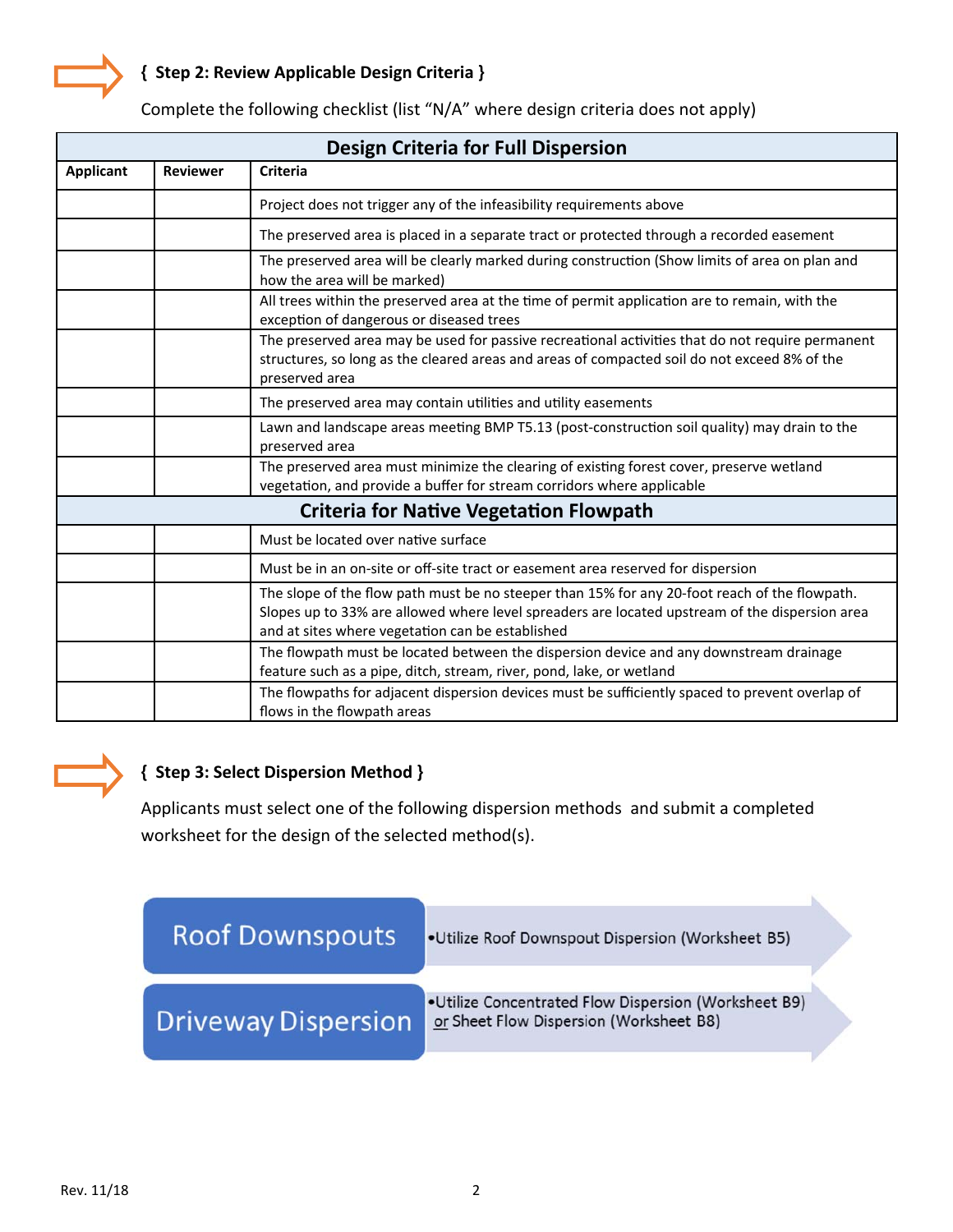## { Step 2: Review Applicable Design Criteria }

Complete the following checklist (list "N/A" where design criteria does not apply)

| Design Criteria for Full Dispersion | | |
|---|---|---|
| **Applicant** | **Reviewer** | **Criteria** |
| | | Project does not trigger any of the infeasibility requirements above |
| | | The preserved area is placed in a separate tract or protected through a recorded easement |
| | | The preserved area will be clearly marked during construction (Show limits of area on plan and how the area will be marked) |
| | | All trees within the preserved area at the time of permit application are to remain, with the exception of dangerous or diseased trees |
| | | The preserved area may be used for passive recreational activities that do not require permanent structures, so long as the cleared areas and areas of compacted soil do not exceed 8% of the preserved area |
| | | The preserved area may contain utilities and utility easements |
| | | Lawn and landscape areas meeting BMP T5.13 (post-construction soil quality) may drain to the preserved area |
| | | The preserved area must minimize the clearing of existing forest cover, preserve wetland vegetation, and provide a buffer for stream corridors where applicable |
| **Criteria for Native Vegetation Flowpath** | | |
| | | Must be located over native surface |
| | | Must be in an on-site or off-site tract or easement area reserved for dispersion |
| | | The slope of the flow path must be no steeper than 15% for any 20-foot reach of the flowpath. Slopes up to 33% are allowed where level spreaders are located upstream of the dispersion area and at sites where vegetation can be established |
| | | The flowpath must be located between the dispersion device and any downstream drainage feature such as a pipe, ditch, stream, river, pond, lake, or wetland |
| | | The flowpaths for adjacent dispersion devices must be sufficiently spaced to prevent overlap of flows in the flowpath areas |

## { Step 3: Select Dispersion Method }

Applicants must select one of the following dispersion methods and submit a completed worksheet for the design of the selected method(s).

- **Roof Downspouts**
  - Utilize Roof Downspout Dispersion (Worksheet B5)
- **Driveway Dispersion**
  - Utilize Concentrated Flow Dispersion (Worksheet B9) or Sheet Flow Dispersion (Worksheet B8)

Rev. 11/18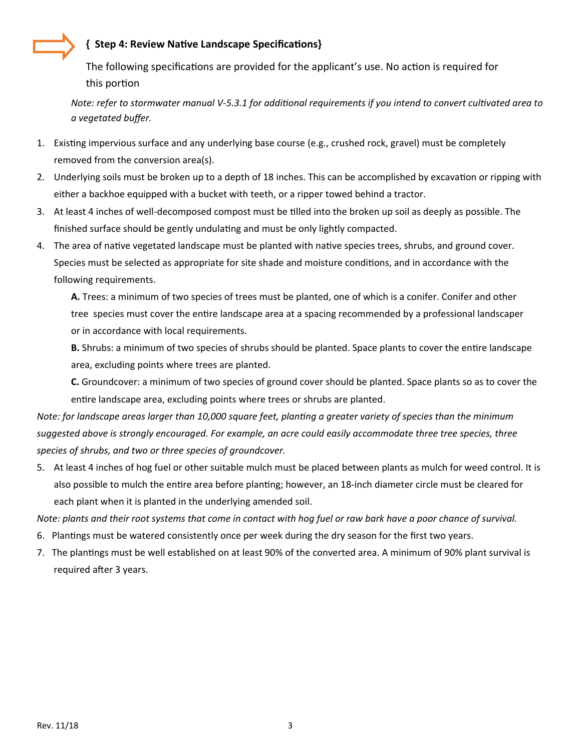## { Step 4: Review Native Landscape Specifications}

The following specifications are provided for the applicant's use. No action is required for this portion

*Note: refer to stormwater manual V-5.3.1 for additional requirements if you intend to convert cultivated area to a vegetated buffer.*

1. Existing impervious surface and any underlying base course (e.g., crushed rock, gravel) must be completely removed from the conversion area(s).
2. Underlying soils must be broken up to a depth of 18 inches. This can be accomplished by excavation or ripping with either a backhoe equipped with a bucket with teeth, or a ripper towed behind a tractor.
3. At least 4 inches of well-decomposed compost must be tilled into the broken up soil as deeply as possible. The finished surface should be gently undulating and must be only lightly compacted.
4. The area of native vegetated landscape must be planted with native species trees, shrubs, and ground cover. Species must be selected as appropriate for site shade and moisture conditions, and in accordance with the following requirements.

   **A.** Trees: a minimum of two species of trees must be planted, one of which is a conifer. Conifer and other tree species must cover the entire landscape area at a spacing recommended by a professional landscaper or in accordance with local requirements.

   **B.** Shrubs: a minimum of two species of shrubs should be planted. Space plants to cover the entire landscape area, excluding points where trees are planted.

   **C.** Groundcover: a minimum of two species of ground cover should be planted. Space plants so as to cover the entire landscape area, excluding points where trees or shrubs are planted.

*Note: for landscape areas larger than 10,000 square feet, planting a greater variety of species than the minimum suggested above is strongly encouraged. For example, an acre could easily accommodate three tree species, three species of shrubs, and two or three species of groundcover.*

5. At least 4 inches of hog fuel or other suitable mulch must be placed between plants as mulch for weed control. It is also possible to mulch the entire area before planting; however, an 18-inch diameter circle must be cleared for each plant when it is planted in the underlying amended soil.

*Note: plants and their root systems that come in contact with hog fuel or raw bark have a poor chance of survival.*

6. Plantings must be watered consistently once per week during the dry season for the first two years.
7. The plantings must be well established on at least 90% of the converted area. A minimum of 90% plant survival is required after 3 years.

Rev. 11/18